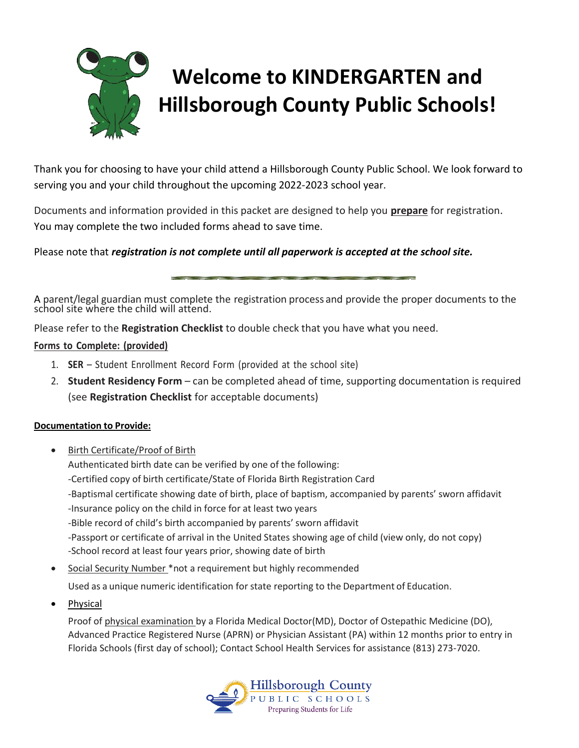# Welcome to KINDERGARTEN and Hillsborough County Public Schools!

Thank you for choosing to have your child attend a Hillsborough County Public School. We look forward to serving you and your child throughout the upcoming 2022-2023 school year.

Documents and information provided in this packet are designed to help you **prepare** for registration. You may complete the two included forms ahead to save time.

Please note that ***registration is not complete until all paperwork is accepted at the school site.***

---

A parent/legal guardian must complete the registration process and provide the proper documents to the school site where the child will attend.

Please refer to the **Registration Checklist** to double check that you have what you need.

**Forms to Complete: (provided)**

1. **SER** – Student Enrollment Record Form (provided at the school site)
2. **Student Residency Form** – can be completed ahead of time, supporting documentation is required (see **Registration Checklist** for acceptable documents)

**Documentation to Provide:**

- Birth Certificate/Proof of Birth
  
  Authenticated birth date can be verified by one of the following:
  
  -Certified copy of birth certificate/State of Florida Birth Registration Card
  
  -Baptismal certificate showing date of birth, place of baptism, accompanied by parents' sworn affidavit
  
  -Insurance policy on the child in force for at least two years
  
  -Bible record of child's birth accompanied by parents' sworn affidavit
  
  -Passport or certificate of arrival in the United States showing age of child (view only, do not copy)
  
  -School record at least four years prior, showing date of birth

- Social Security Number *not a requirement but highly recommended
  
  Used as a unique numeric identification for state reporting to the Department of Education.

- Physical
  
  Proof of physical examination by a Florida Medical Doctor(MD), Doctor of Ostepathic Medicine (DO), Advanced Practice Registered Nurse (APRN) or Physician Assistant (PA) within 12 months prior to entry in Florida Schools (first day of school); Contact School Health Services for assistance (813) 273-7020.

Hillsborough County PUBLIC SCHOOLS Preparing Students for Life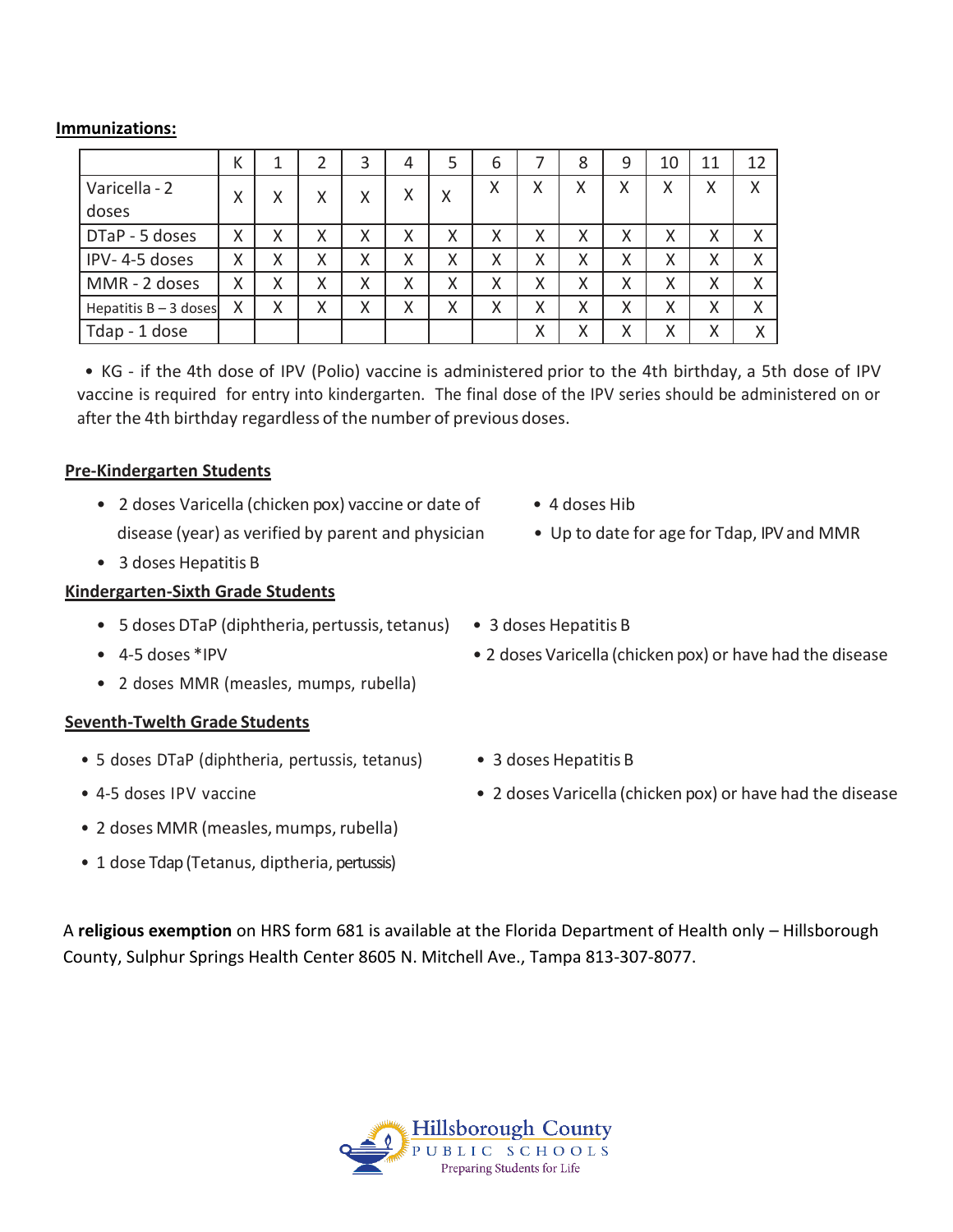**Immunizations:**

| | K | 1 | 2 | 3 | 4 | 5 | 6 | 7 | 8 | 9 | 10 | 11 | 12 |
|---|---|---|---|---|---|---|---|---|---|---|---|---|---|
| Varicella - 2 doses | X | X | X | X | X | X | X | X | X | X | X | X | X |
| DTaP - 5 doses | X | X | X | X | X | X | X | X | X | X | X | X | X |
| IPV- 4-5 doses | X | X | X | X | X | X | X | X | X | X | X | X | X |
| MMR - 2 doses | X | X | X | X | X | X | X | X | X | X | X | X | X |
| Hepatitis B – 3 doses | X | X | X | X | X | X | X | X | X | X | X | X | X |
| Tdap - 1 dose | | | | | | | | X | X | X | X | X | X |

- KG - if the 4th dose of IPV (Polio) vaccine is administered prior to the 4th birthday, a 5th dose of IPV vaccine is required for entry into kindergarten. The final dose of the IPV series should be administered on or after the 4th birthday regardless of the number of previous doses.

**Pre-Kindergarten Students**

- 2 doses Varicella (chicken pox) vaccine or date of disease (year) as verified by parent and physician
- 3 doses Hepatitis B
- 4 doses Hib
- Up to date for age for Tdap, IPV and MMR

**Kindergarten-Sixth Grade Students**

- 5 doses DTaP (diphtheria, pertussis, tetanus)
- 4-5 doses *IPV
- 2 doses MMR (measles, mumps, rubella)
- 3 doses Hepatitis B
- 2 doses Varicella (chicken pox) or have had the disease

**Seventh-Twelth Grade Students**

- 5 doses DTaP (diphtheria, pertussis, tetanus)
- 4-5 doses IPV vaccine
- 2 doses MMR (measles, mumps, rubella)
- 1 dose Tdap (Tetanus, diptheria, pertussis)
- 3 doses Hepatitis B
- 2 doses Varicella (chicken pox) or have had the disease

A **religious exemption** on HRS form 681 is available at the Florida Department of Health only – Hillsborough County, Sulphur Springs Health Center 8605 N. Mitchell Ave., Tampa 813-307-8077.

Hillsborough County PUBLIC SCHOOLS Preparing Students for Life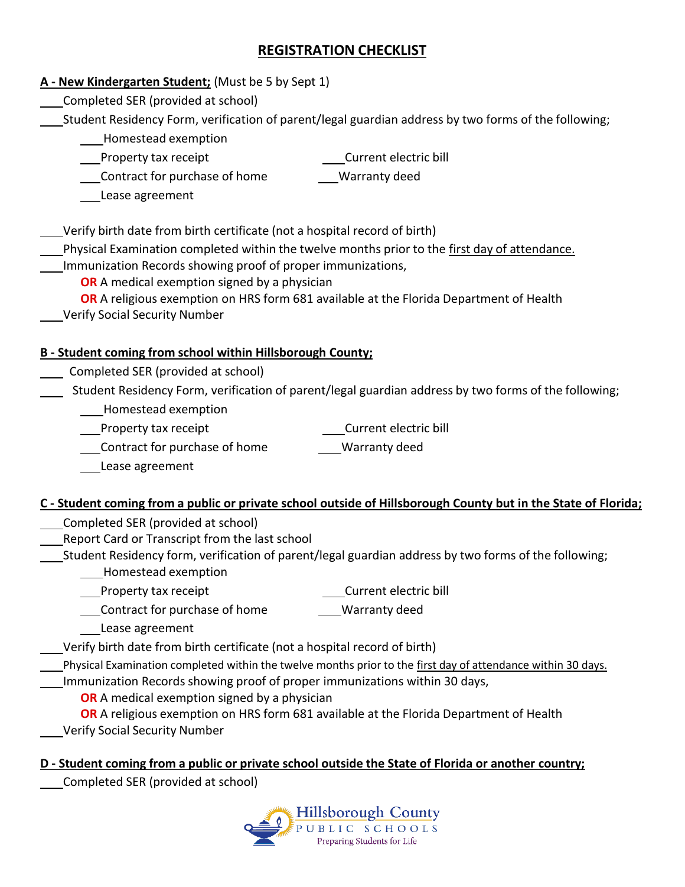# REGISTRATION CHECKLIST

**A - New Kindergarten Student;** (Must be 5 by Sept 1)

____Completed SER (provided at school)

____Student Residency Form, verification of parent/legal guardian address by two forms of the following;

- ____Homestead exemption
- ____Property tax receipt
- ____Current electric bill
- ____Contract for purchase of home
- ____Warranty deed
- ____Lease agreement

____Verify birth date from birth certificate (not a hospital record of birth)

____Physical Examination completed within the twelve months prior to the first day of attendance.

____Immunization Records showing proof of proper immunizations,

**OR** A medical exemption signed by a physician

**OR** A religious exemption on HRS form 681 available at the Florida Department of Health

____Verify Social Security Number

**B - Student coming from school within Hillsborough County;**

____ Completed SER (provided at school)

____ Student Residency Form, verification of parent/legal guardian address by two forms of the following;

- ____Homestead exemption
- ____Property tax receipt
- ____Current electric bill
- ____Contract for purchase of home
- ____Warranty deed
- ____Lease agreement

**C - Student coming from a public or private school outside of Hillsborough County but in the State of Florida;**

____Completed SER (provided at school)

____Report Card or Transcript from the last school

____Student Residency form, verification of parent/legal guardian address by two forms of the following;

- ____Homestead exemption
- ____Property tax receipt
- ____Current electric bill
- ____Contract for purchase of home
- ____Warranty deed
- ____Lease agreement

____Verify birth date from birth certificate (not a hospital record of birth)

____Physical Examination completed within the twelve months prior to the first day of attendance within 30 days.

____Immunization Records showing proof of proper immunizations within 30 days,

**OR** A medical exemption signed by a physician

**OR** A religious exemption on HRS form 681 available at the Florida Department of Health

____Verify Social Security Number

**D - Student coming from a public or private school outside the State of Florida or another country;**

____Completed SER (provided at school)

Hillsborough County PUBLIC SCHOOLS Preparing Students for Life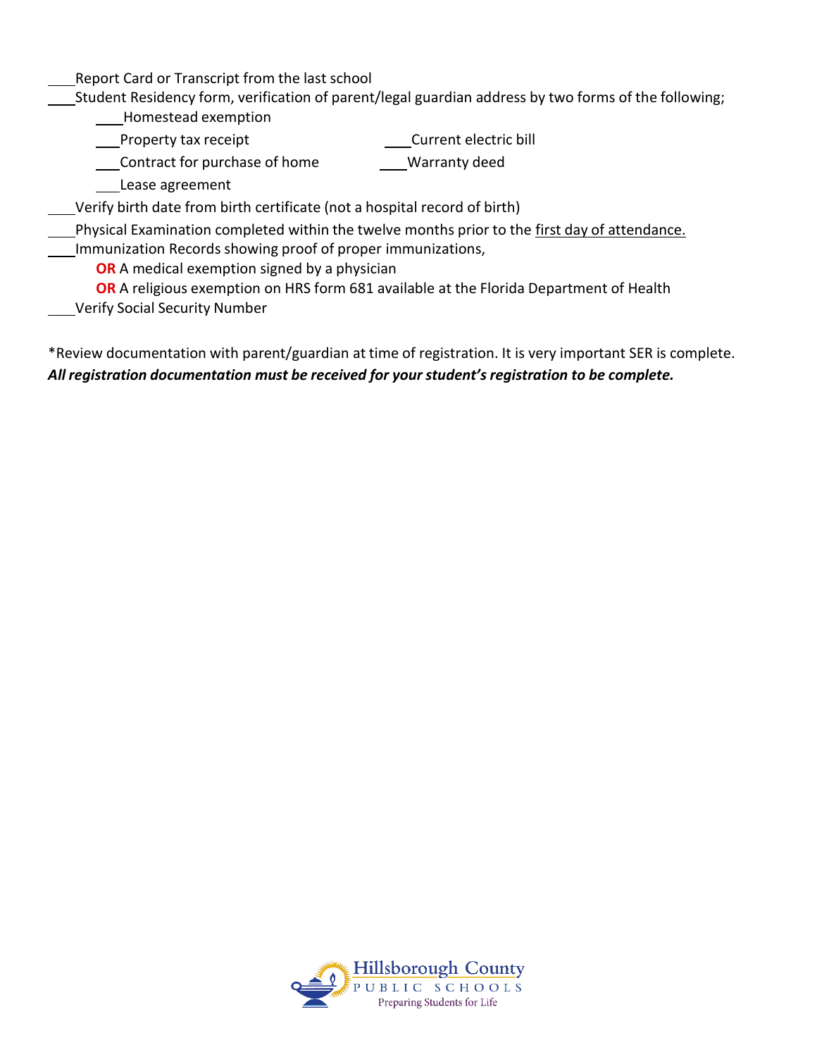____Report Card or Transcript from the last school

____Student Residency form, verification of parent/legal guardian address by two forms of the following;

- ____Homestead exemption
- ____Property tax receipt
- ____Current electric bill
- ____Contract for purchase of home
- ____Warranty deed
- ____Lease agreement

____Verify birth date from birth certificate (not a hospital record of birth)

____Physical Examination completed within the twelve months prior to the first day of attendance.

____Immunization Records showing proof of proper immunizations,

- **OR** A medical exemption signed by a physician
- **OR** A religious exemption on HRS form 681 available at the Florida Department of Health

____Verify Social Security Number

*Review documentation with parent/guardian at time of registration. It is very important SER is complete.

***All registration documentation must be received for your student's registration to be complete.***

Hillsborough County PUBLIC SCHOOLS Preparing Students for Life